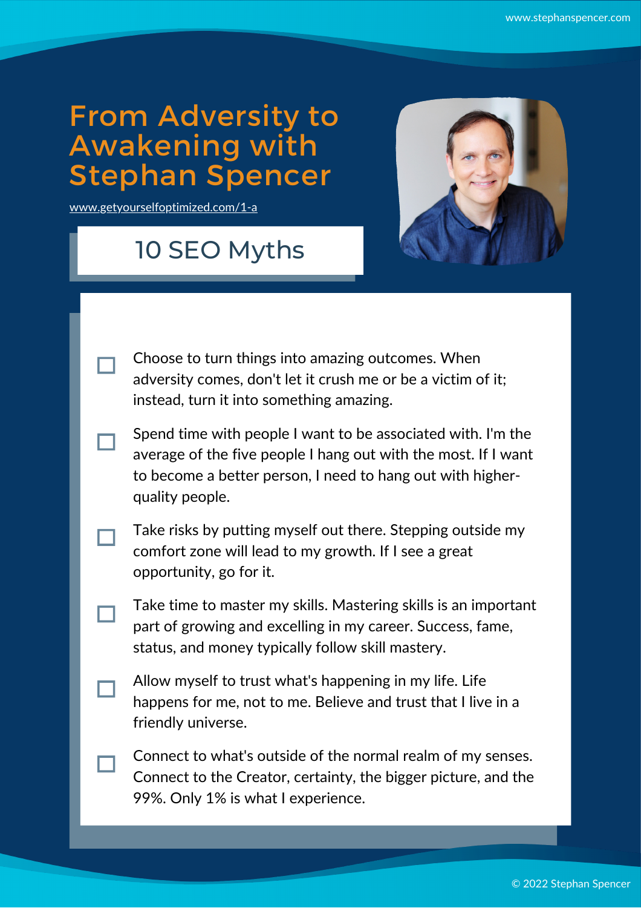# From Adversity to Awakening with Stephan Spencer

www.getyourselfoptimized.com/1-a

## 10 SEO Myths

- [ ] Choose to turn things into amazing outcomes. When adversity comes, don't let it crush me or be a victim of it; instead, turn it into something amazing.
- [ ] Spend time with people I want to be associated with. I'm the average of the five people I hang out with the most. If I want to become a better person, I need to hang out with higher-quality people.
- [ ] Take risks by putting myself out there. Stepping outside my comfort zone will lead to my growth. If I see a great opportunity, go for it.
- [ ] Take time to master my skills. Mastering skills is an important part of growing and excelling in my career. Success, fame, status, and money typically follow skill mastery.
- [ ] Allow myself to trust what's happening in my life. Life happens for me, not to me. Believe and trust that I live in a friendly universe.
- [ ] Connect to what's outside of the normal realm of my senses. Connect to the Creator, certainty, the bigger picture, and the 99%. Only 1% is what I experience.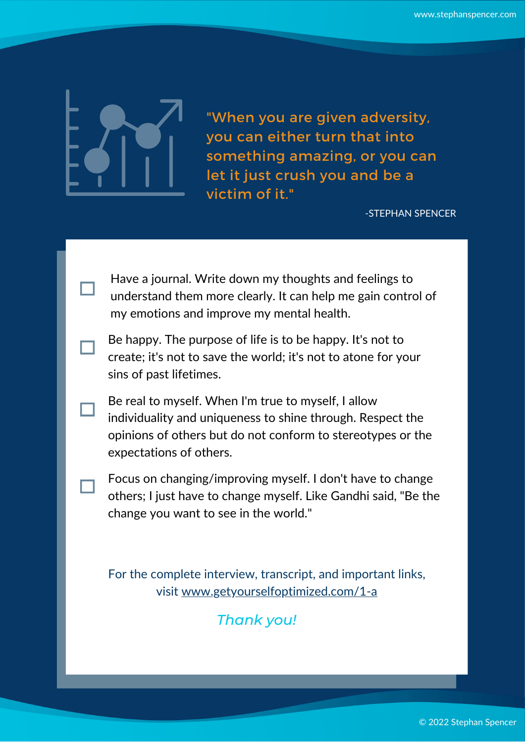> "When you are given adversity, you can either turn that into something amazing, or you can let it just crush you and be a victim of it."
>
> -STEPHAN SPENCER

- [ ] Have a journal. Write down my thoughts and feelings to understand them more clearly. It can help me gain control of my emotions and improve my mental health.
- [ ] Be happy. The purpose of life is to be happy. It's not to create; it's not to save the world; it's not to atone for your sins of past lifetimes.
- [ ] Be real to myself. When I'm true to myself, I allow individuality and uniqueness to shine through. Respect the opinions of others but do not conform to stereotypes or the expectations of others.
- [ ] Focus on changing/improving myself. I don't have to change others; I just have to change myself. Like Gandhi said, "Be the change you want to see in the world."

For the complete interview, transcript, and important links, visit [www.getyourselfoptimized.com/1-a](http://www.getyourselfoptimized.com/1-a)

*Thank you!*